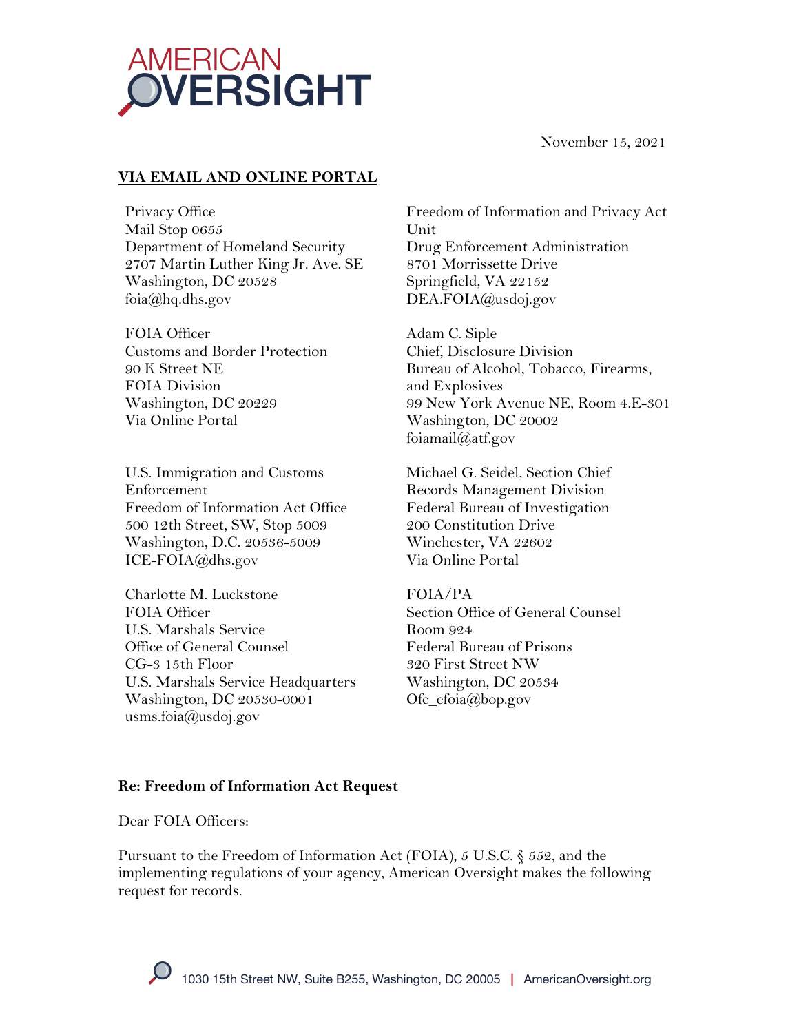AMERICAN OVERSIGHT

November 15, 2021

**VIA EMAIL AND ONLINE PORTAL**

Privacy Office
Mail Stop 0655
Department of Homeland Security
2707 Martin Luther King Jr. Ave. SE
Washington, DC 20528
foia@hq.dhs.gov

FOIA Officer
Customs and Border Protection
90 K Street NE
FOIA Division
Washington, DC 20229
Via Online Portal

U.S. Immigration and Customs Enforcement
Freedom of Information Act Office
500 12th Street, SW, Stop 5009
Washington, D.C. 20536-5009
ICE-FOIA@dhs.gov

Charlotte M. Luckstone
FOIA Officer
U.S. Marshals Service
Office of General Counsel
CG-3 15th Floor
U.S. Marshals Service Headquarters
Washington, DC 20530-0001
usms.foia@usdoj.gov

Freedom of Information and Privacy Act Unit
Drug Enforcement Administration
8701 Morrissette Drive
Springfield, VA 22152
DEA.FOIA@usdoj.gov

Adam C. Siple
Chief, Disclosure Division
Bureau of Alcohol, Tobacco, Firearms, and Explosives
99 New York Avenue NE, Room 4.E-301
Washington, DC 20002
foiamail@atf.gov

Michael G. Seidel, Section Chief
Records Management Division
Federal Bureau of Investigation
200 Constitution Drive
Winchester, VA 22602
Via Online Portal

FOIA/PA
Section Office of General Counsel
Room 924
Federal Bureau of Prisons
320 First Street NW
Washington, DC 20534
Ofc_efoia@bop.gov

**Re: Freedom of Information Act Request**

Dear FOIA Officers:

Pursuant to the Freedom of Information Act (FOIA), 5 U.S.C. § 552, and the implementing regulations of your agency, American Oversight makes the following request for records.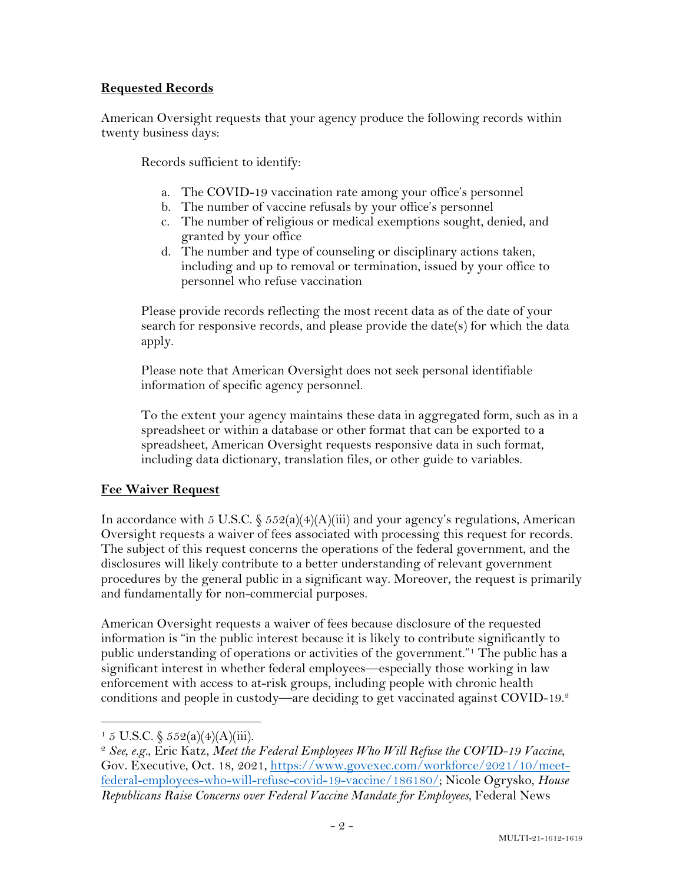**Requested Records**

American Oversight requests that your agency produce the following records within twenty business days:

Records sufficient to identify:

a. The COVID-19 vaccination rate among your office's personnel
b. The number of vaccine refusals by your office's personnel
c. The number of religious or medical exemptions sought, denied, and granted by your office
d. The number and type of counseling or disciplinary actions taken, including and up to removal or termination, issued by your office to personnel who refuse vaccination

Please provide records reflecting the most recent data as of the date of your search for responsive records, and please provide the date(s) for which the data apply.

Please note that American Oversight does not seek personal identifiable information of specific agency personnel.

To the extent your agency maintains these data in aggregated form, such as in a spreadsheet or within a database or other format that can be exported to a spreadsheet, American Oversight requests responsive data in such format, including data dictionary, translation files, or other guide to variables.

**Fee Waiver Request**

In accordance with 5 U.S.C. § 552(a)(4)(A)(iii) and your agency's regulations, American Oversight requests a waiver of fees associated with processing this request for records. The subject of this request concerns the operations of the federal government, and the disclosures will likely contribute to a better understanding of relevant government procedures by the general public in a significant way. Moreover, the request is primarily and fundamentally for non-commercial purposes.

American Oversight requests a waiver of fees because disclosure of the requested information is "in the public interest because it is likely to contribute significantly to public understanding of operations or activities of the government."[1] The public has a significant interest in whether federal employees—especially those working in law enforcement with access to at-risk groups, including people with chronic health conditions and people in custody—are deciding to get vaccinated against COVID-19.[2]

---

[1] 5 U.S.C. § 552(a)(4)(A)(iii).

[2] *See, e.g.*, Eric Katz, *Meet the Federal Employees Who Will Refuse the COVID-19 Vaccine*, Gov. Executive, Oct. 18, 2021, https://www.govexec.com/workforce/2021/10/meet-federal-employees-who-will-refuse-covid-19-vaccine/186180/; Nicole Ogrysko, *House Republicans Raise Concerns over Federal Vaccine Mandate for Employees*, Federal News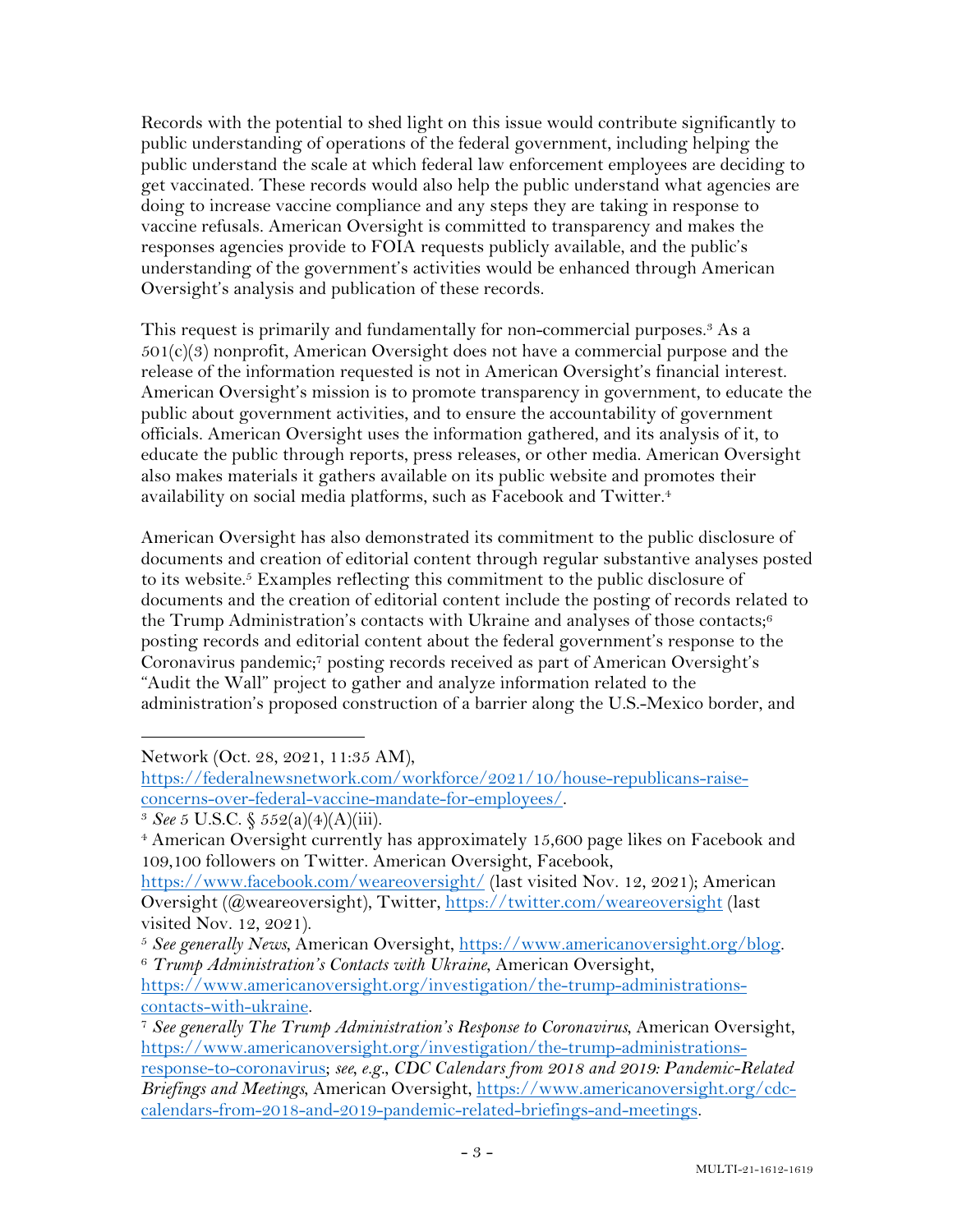Records with the potential to shed light on this issue would contribute significantly to public understanding of operations of the federal government, including helping the public understand the scale at which federal law enforcement employees are deciding to get vaccinated. These records would also help the public understand what agencies are doing to increase vaccine compliance and any steps they are taking in response to vaccine refusals. American Oversight is committed to transparency and makes the responses agencies provide to FOIA requests publicly available, and the public's understanding of the government's activities would be enhanced through American Oversight's analysis and publication of these records.

This request is primarily and fundamentally for non-commercial purposes.[3] As a 501(c)(3) nonprofit, American Oversight does not have a commercial purpose and the release of the information requested is not in American Oversight's financial interest. American Oversight's mission is to promote transparency in government, to educate the public about government activities, and to ensure the accountability of government officials. American Oversight uses the information gathered, and its analysis of it, to educate the public through reports, press releases, or other media. American Oversight also makes materials it gathers available on its public website and promotes their availability on social media platforms, such as Facebook and Twitter.[4]

American Oversight has also demonstrated its commitment to the public disclosure of documents and creation of editorial content through regular substantive analyses posted to its website.[5] Examples reflecting this commitment to the public disclosure of documents and the creation of editorial content include the posting of records related to the Trump Administration's contacts with Ukraine and analyses of those contacts;[6] posting records and editorial content about the federal government's response to the Coronavirus pandemic;[7] posting records received as part of American Oversight's "Audit the Wall" project to gather and analyze information related to the administration's proposed construction of a barrier along the U.S.-Mexico border, and

---

Network (Oct. 28, 2021, 11:35 AM), https://federalnewsnetwork.com/workforce/2021/10/house-republicans-raise-concerns-over-federal-vaccine-mandate-for-employees/.

[3] *See* 5 U.S.C. § 552(a)(4)(A)(iii).

[4] American Oversight currently has approximately 15,600 page likes on Facebook and 109,100 followers on Twitter. American Oversight, Facebook, https://www.facebook.com/weareoversight/ (last visited Nov. 12, 2021); American Oversight (@weareoversight), Twitter, https://twitter.com/weareoversight (last visited Nov. 12, 2021).

[5] *See generally News*, American Oversight, https://www.americanoversight.org/blog.

[6] *Trump Administration's Contacts with Ukraine*, American Oversight, https://www.americanoversight.org/investigation/the-trump-administrations-contacts-with-ukraine.

[7] *See generally The Trump Administration's Response to Coronavirus*, American Oversight, https://www.americanoversight.org/investigation/the-trump-administrations-response-to-coronavirus; *see, e.g.*, *CDC Calendars from 2018 and 2019: Pandemic-Related Briefings and Meetings*, American Oversight, https://www.americanoversight.org/cdc-calendars-from-2018-and-2019-pandemic-related-briefings-and-meetings.

MULTI-21-1612-1619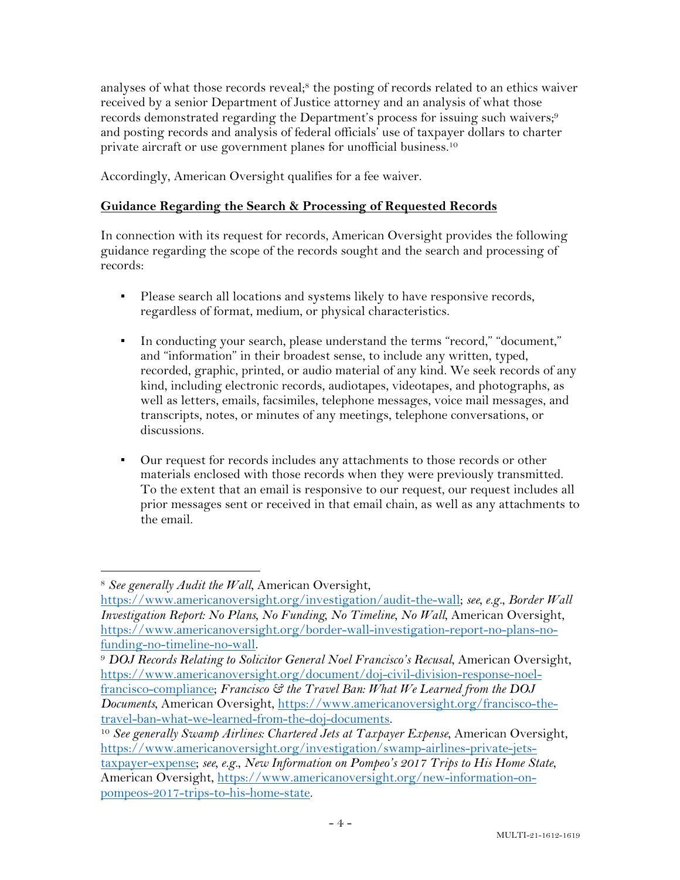analyses of what those records reveal;[8] the posting of records related to an ethics waiver received by a senior Department of Justice attorney and an analysis of what those records demonstrated regarding the Department's process for issuing such waivers;[9] and posting records and analysis of federal officials' use of taxpayer dollars to charter private aircraft or use government planes for unofficial business.[10]

Accordingly, American Oversight qualifies for a fee waiver.

**Guidance Regarding the Search & Processing of Requested Records**

In connection with its request for records, American Oversight provides the following guidance regarding the scope of the records sought and the search and processing of records:

- Please search all locations and systems likely to have responsive records, regardless of format, medium, or physical characteristics.

- In conducting your search, please understand the terms "record," "document," and "information" in their broadest sense, to include any written, typed, recorded, graphic, printed, or audio material of any kind. We seek records of any kind, including electronic records, audiotapes, videotapes, and photographs, as well as letters, emails, facsimiles, telephone messages, voice mail messages, and transcripts, notes, or minutes of any meetings, telephone conversations, or discussions.

- Our request for records includes any attachments to those records or other materials enclosed with those records when they were previously transmitted. To the extent that an email is responsive to our request, our request includes all prior messages sent or received in that email chain, as well as any attachments to the email.

---

[8] *See generally Audit the Wall*, American Oversight, https://www.americanoversight.org/investigation/audit-the-wall; *see, e.g.*, *Border Wall Investigation Report: No Plans, No Funding, No Timeline, No Wall*, American Oversight, https://www.americanoversight.org/border-wall-investigation-report-no-plans-no-funding-no-timeline-no-wall.

[9] *DOJ Records Relating to Solicitor General Noel Francisco's Recusal*, American Oversight, https://www.americanoversight.org/document/doj-civil-division-response-noel-francisco-compliance; *Francisco & the Travel Ban: What We Learned from the DOJ Documents*, American Oversight, https://www.americanoversight.org/francisco-the-travel-ban-what-we-learned-from-the-doj-documents.

[10] *See generally Swamp Airlines: Chartered Jets at Taxpayer Expense*, American Oversight, https://www.americanoversight.org/investigation/swamp-airlines-private-jets-taxpayer-expense; *see, e.g.*, *New Information on Pompeo's 2017 Trips to His Home State*, American Oversight, https://www.americanoversight.org/new-information-on-pompeos-2017-trips-to-his-home-state.

MULTI-21-1612-1619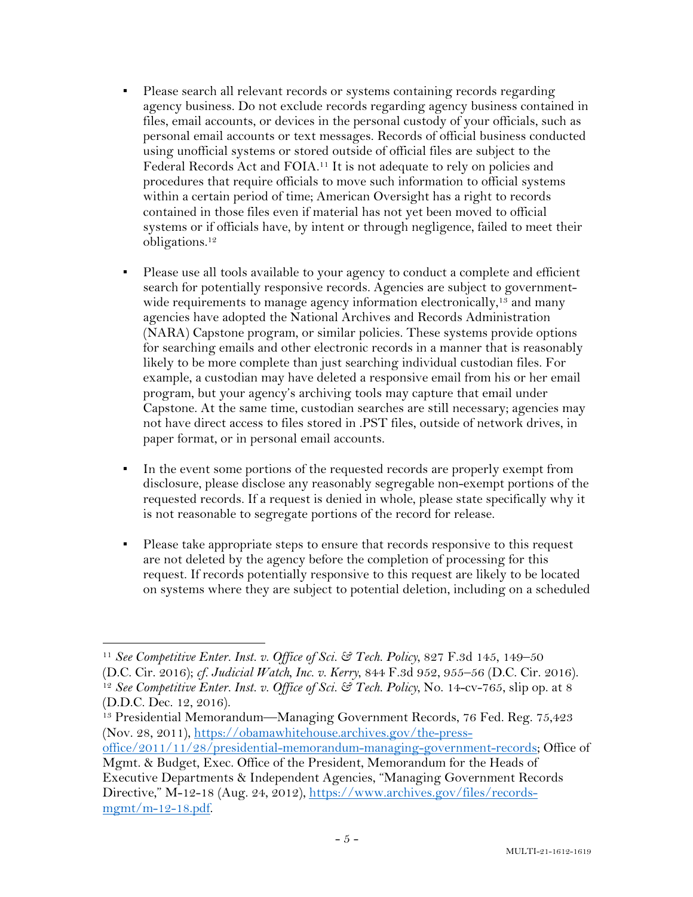- Please search all relevant records or systems containing records regarding agency business. Do not exclude records regarding agency business contained in files, email accounts, or devices in the personal custody of your officials, such as personal email accounts or text messages. Records of official business conducted using unofficial systems or stored outside of official files are subject to the Federal Records Act and FOIA.[11] It is not adequate to rely on policies and procedures that require officials to move such information to official systems within a certain period of time; American Oversight has a right to records contained in those files even if material has not yet been moved to official systems or if officials have, by intent or through negligence, failed to meet their obligations.[12]

- Please use all tools available to your agency to conduct a complete and efficient search for potentially responsive records. Agencies are subject to government-wide requirements to manage agency information electronically,[13] and many agencies have adopted the National Archives and Records Administration (NARA) Capstone program, or similar policies. These systems provide options for searching emails and other electronic records in a manner that is reasonably likely to be more complete than just searching individual custodian files. For example, a custodian may have deleted a responsive email from his or her email program, but your agency's archiving tools may capture that email under Capstone. At the same time, custodian searches are still necessary; agencies may not have direct access to files stored in .PST files, outside of network drives, in paper format, or in personal email accounts.

- In the event some portions of the requested records are properly exempt from disclosure, please disclose any reasonably segregable non-exempt portions of the requested records. If a request is denied in whole, please state specifically why it is not reasonable to segregate portions of the record for release.

- Please take appropriate steps to ensure that records responsive to this request are not deleted by the agency before the completion of processing for this request. If records potentially responsive to this request are likely to be located on systems where they are subject to potential deletion, including on a scheduled

---

[11] *See Competitive Enter. Inst. v. Office of Sci. & Tech. Policy*, 827 F.3d 145, 149–50 (D.C. Cir. 2016); *cf. Judicial Watch, Inc. v. Kerry*, 844 F.3d 952, 955–56 (D.C. Cir. 2016).

[12] *See Competitive Enter. Inst. v. Office of Sci. & Tech. Policy*, No. 14-cv-765, slip op. at 8 (D.D.C. Dec. 12, 2016).

[13] Presidential Memorandum—Managing Government Records, 76 Fed. Reg. 75,423 (Nov. 28, 2011), https://obamawhitehouse.archives.gov/the-press-office/2011/11/28/presidential-memorandum-managing-government-records; Office of Mgmt. & Budget, Exec. Office of the President, Memorandum for the Heads of Executive Departments & Independent Agencies, "Managing Government Records Directive," M-12-18 (Aug. 24, 2012), https://www.archives.gov/files/records-mgmt/m-12-18.pdf.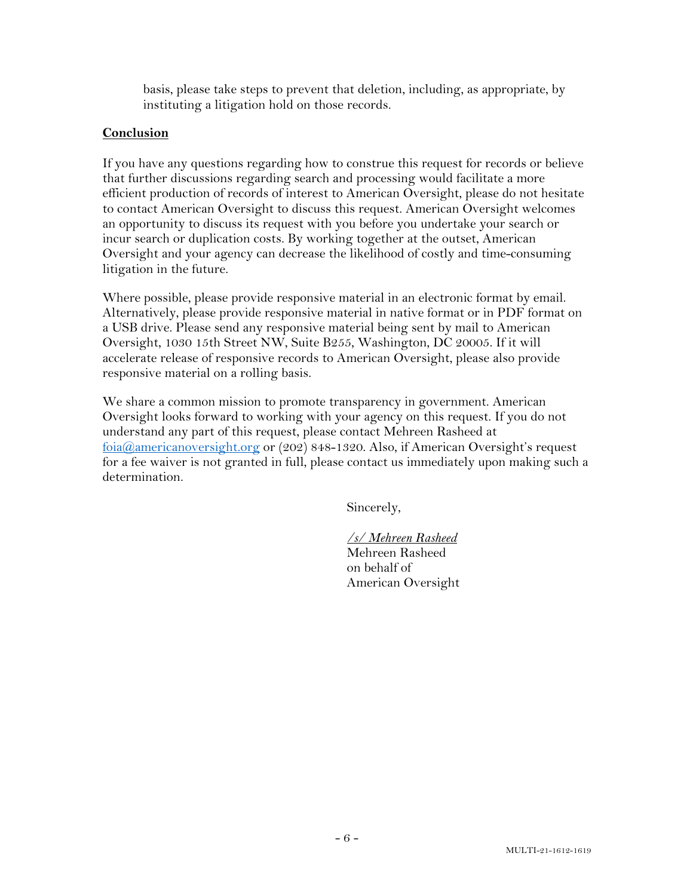basis, please take steps to prevent that deletion, including, as appropriate, by instituting a litigation hold on those records.

## **Conclusion**

If you have any questions regarding how to construe this request for records or believe that further discussions regarding search and processing would facilitate a more efficient production of records of interest to American Oversight, please do not hesitate to contact American Oversight to discuss this request. American Oversight welcomes an opportunity to discuss its request with you before you undertake your search or incur search or duplication costs. By working together at the outset, American Oversight and your agency can decrease the likelihood of costly and time-consuming litigation in the future.

Where possible, please provide responsive material in an electronic format by email. Alternatively, please provide responsive material in native format or in PDF format on a USB drive. Please send any responsive material being sent by mail to American Oversight, 1030 15th Street NW, Suite B255, Washington, DC 20005. If it will accelerate release of responsive records to American Oversight, please also provide responsive material on a rolling basis.

We share a common mission to promote transparency in government. American Oversight looks forward to working with your agency on this request. If you do not understand any part of this request, please contact Mehreen Rasheed at foia@americanoversight.org or (202) 848-1320. Also, if American Oversight's request for a fee waiver is not granted in full, please contact us immediately upon making such a determination.

Sincerely,

*/s/ Mehreen Rasheed*
Mehreen Rasheed
on behalf of
American Oversight

MULTI-21-1612-1619